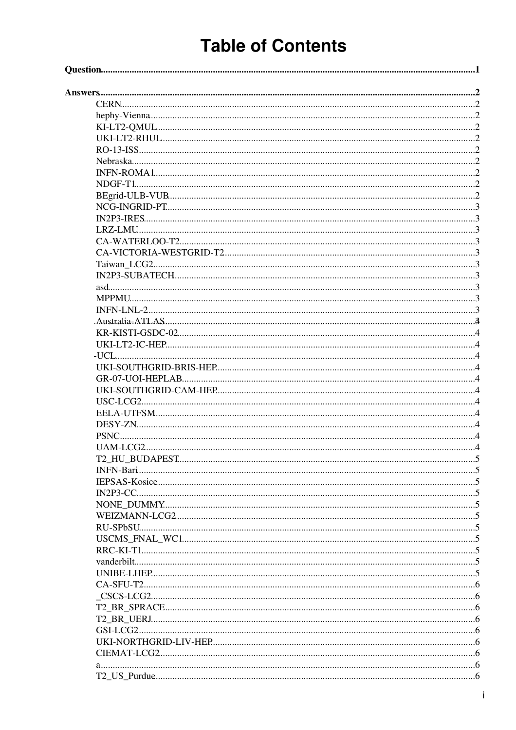# Table of Contents

**Question** 1

**Answers** 2

- CERN 2
- hephy-Vienna 2
- KI-LT2-QMUL 2
- UKI-LT2-RHUL 2
- RO-13-ISS 2
- Nebraska 2
- INFN-ROMA1 2
- NDGF-T1 2
- BEgrid-ULB-VUB 2
- NCG-INGRID-PT 3
- IN2P3-IRES 3
- LRZ-LMU 3
- CA-WATERLOO-T2 3
- CA-VICTORIA-WESTGRID-T2 3
- Taiwan_LCG2 3
- IN2P3-SUBATECH 3
- asd 3
- MPPMU 3
- INFN-LNL-2 3
- Australia-ATLAS 4
- KR-KISTI-GSDC-02 4
- UKI-LT2-IC-HEP 4
- -UCL 4
- UKI-SOUTHGRID-BRIS-HEP 4
- GR-07-UOI-HEPLAB 4
- UKI-SOUTHGRID-CAM-HEP 4
- USC-LCG2 4
- EELA-UTFSM 4
- DESY-ZN 4
- PSNC 4
- UAM-LCG2 4
- T2_HU_BUDAPEST 5
- INFN-Bari 5
- IEPSAS-Kosice 5
- IN2P3-CC 5
- NONE_DUMMY 5
- WEIZMANN-LCG2 5
- RU-SPbSU 5
- USCMS_FNAL_WC1 5
- RRC-KI-T1 5
- vanderbilt 5
- UNIBE-LHEP 5
- CA-SFU-T2 6
- _CSCS-LCG2 6
- T2_BR_SPRACE 6
- T2_BR_UERJ 6
- GSI-LCG2 6
- UKI-NORTHGRID-LIV-HEP 6
- CIEMAT-LCG2 6
- a 6
- T2_US_Purdue 6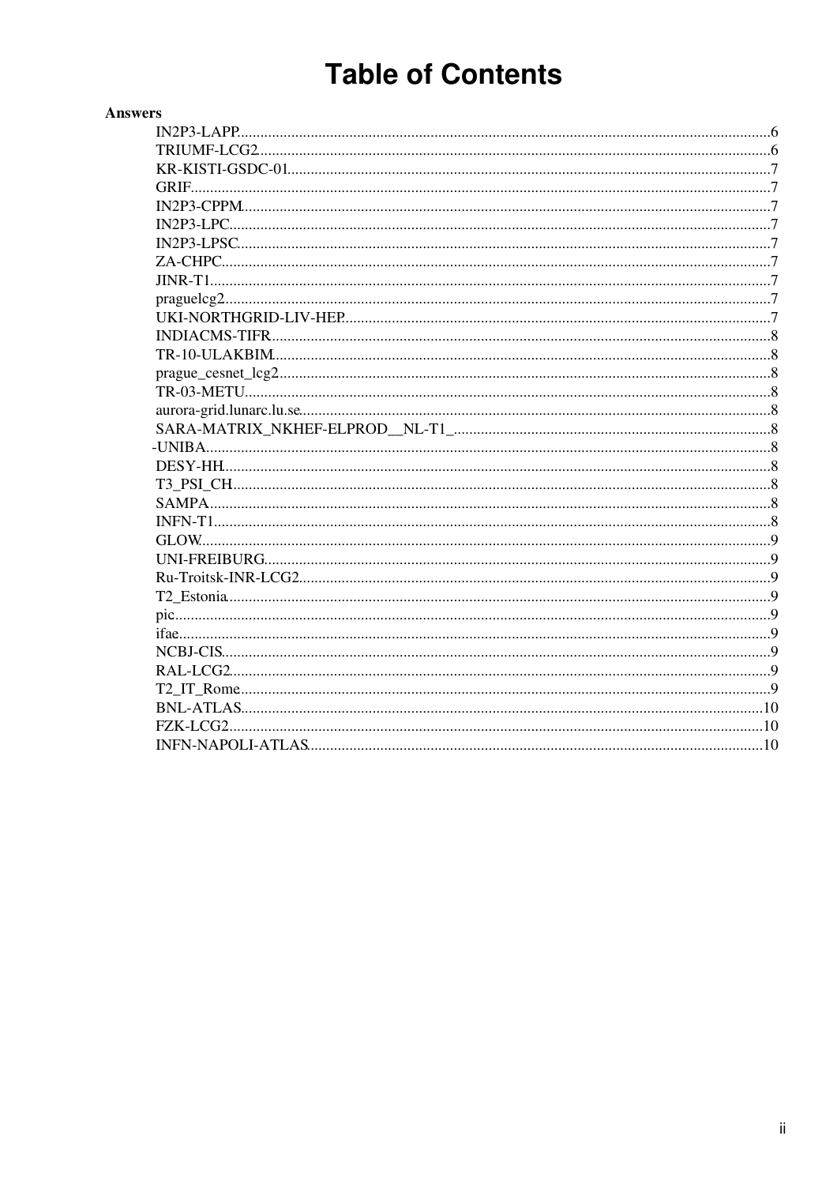# Table of Contents

**Answers**

- IN2P3-LAPP ... 6
- TRIUMF-LCG2 ... 6
- KR-KISTI-GSDC-01 ... 7
- GRIF ... 7
- IN2P3-CPPM ... 7
- IN2P3-LPC ... 7
- IN2P3-LPSC ... 7
- ZA-CHPC ... 7
- JINR-T1 ... 7
- praguelcg2 ... 7
- UKI-NORTHGRID-LIV-HEP ... 7
- INDIACMS-TIFR ... 8
- TR-10-ULAKBIM ... 8
- prague_cesnet_lcg2 ... 8
- TR-03-METU ... 8
- aurora-grid.lunarc.lu.se ... 8
- SARA-MATRIX_NKHEF-ELPROD__NL-T1_ ... 8
- -UNIBA ... 8
- DESY-HH ... 8
- T3_PSI_CH ... 8
- SAMPA ... 8
- INFN-T1 ... 8
- GLOW ... 9
- UNI-FREIBURG ... 9
- Ru-Troitsk-INR-LCG2 ... 9
- T2_Estonia ... 9
- pic ... 9
- ifae ... 9
- NCBJ-CIS ... 9
- RAL-LCG2 ... 9
- T2_IT_Rome ... 9
- BNL-ATLAS ... 10
- FZK-LCG2 ... 10
- INFN-NAPOLI-ATLAS ... 10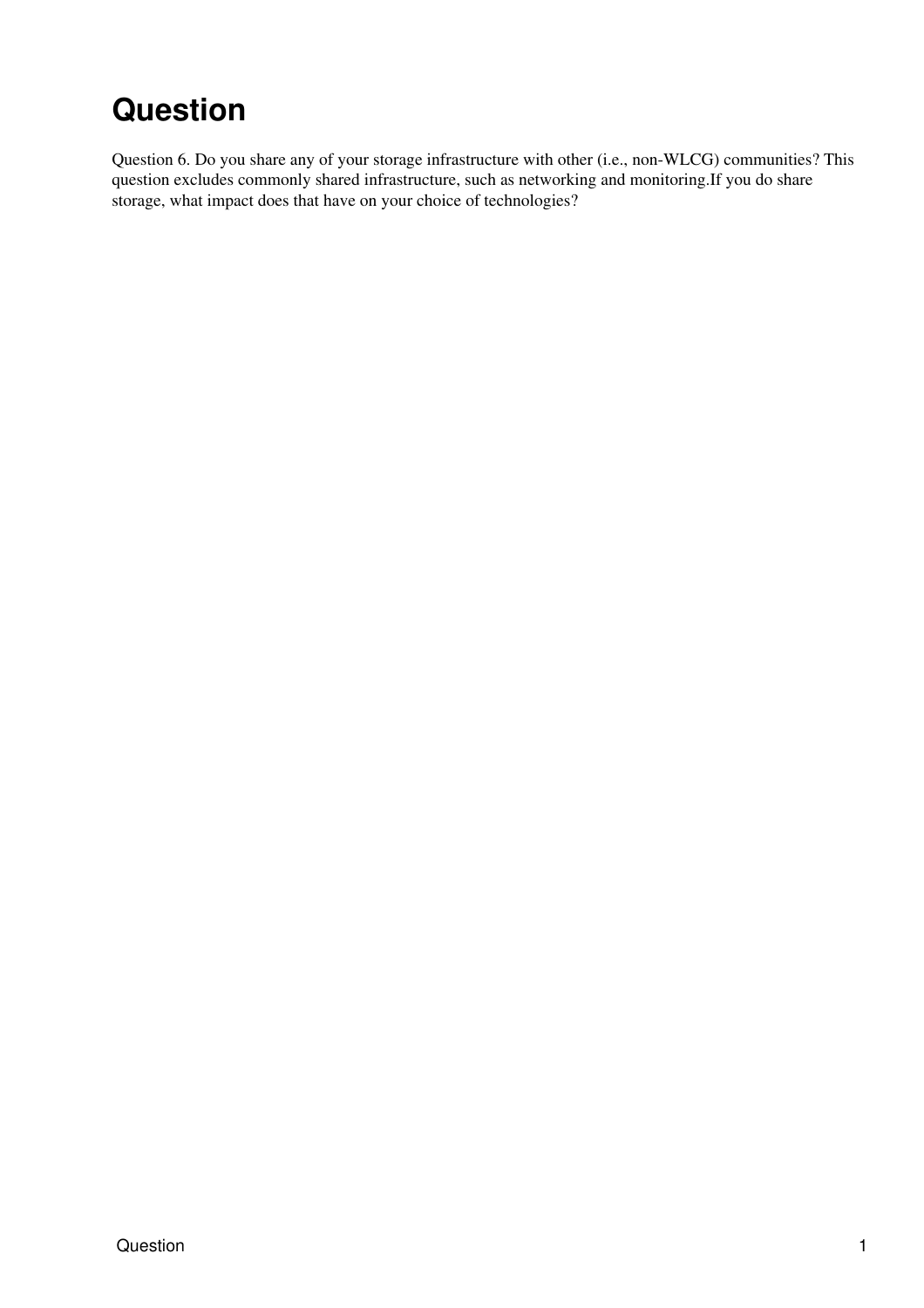# Question

Question 6. Do you share any of your storage infrastructure with other (i.e., non-WLCG) communities? This question excludes commonly shared infrastructure, such as networking and monitoring.If you do share storage, what impact does that have on your choice of technologies?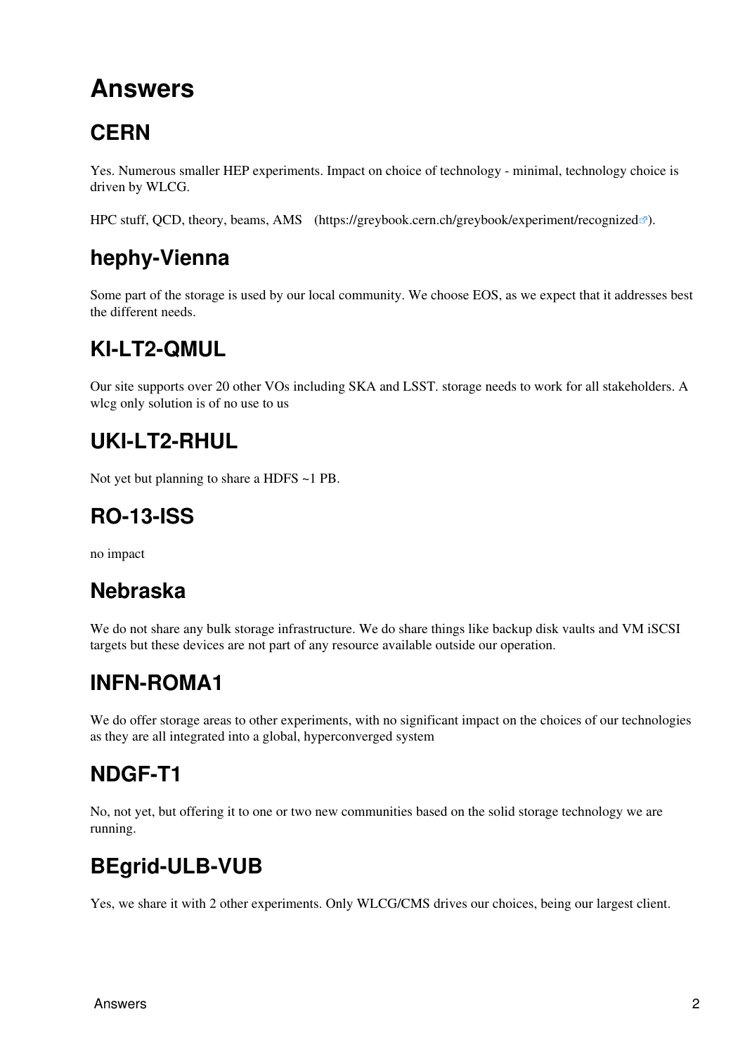# Answers

## CERN

Yes. Numerous smaller HEP experiments. Impact on choice of technology - minimal, technology choice is driven by WLCG.

HPC stuff, QCD, theory, beams, AMS (https://greybook.cern.ch/greybook/experiment/recognized).

## hephy-Vienna

Some part of the storage is used by our local community. We choose EOS, as we expect that it addresses best the different needs.

## KI-LT2-QMUL

Our site supports over 20 other VOs including SKA and LSST. storage needs to work for all stakeholders. A wlcg only solution is of no use to us

## UKI-LT2-RHUL

Not yet but planning to share a HDFS ~1 PB.

## RO-13-ISS

no impact

## Nebraska

We do not share any bulk storage infrastructure. We do share things like backup disk vaults and VM iSCSI targets but these devices are not part of any resource available outside our operation.

## INFN-ROMA1

We do offer storage areas to other experiments, with no significant impact on the choices of our technologies as they are all integrated into a global, hyperconverged system

## NDGF-T1

No, not yet, but offering it to one or two new communities based on the solid storage technology we are running.

## BEgrid-ULB-VUB

Yes, we share it with 2 other experiments. Only WLCG/CMS drives our choices, being our largest client.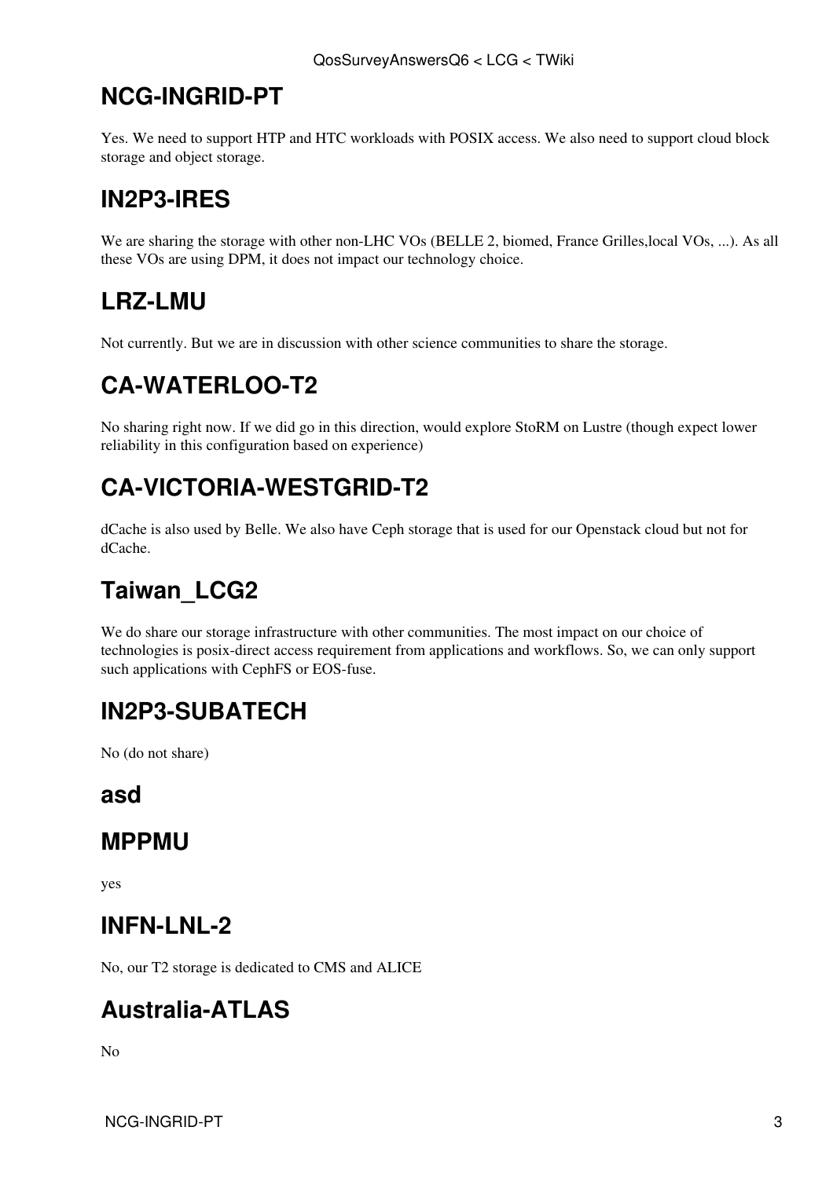## NCG-INGRID-PT

Yes. We need to support HTP and HTC workloads with POSIX access. We also need to support cloud block storage and object storage.

## IN2P3-IRES

We are sharing the storage with other non-LHC VOs (BELLE 2, biomed, France Grilles,local VOs, ...). As all these VOs are using DPM, it does not impact our technology choice.

## LRZ-LMU

Not currently. But we are in discussion with other science communities to share the storage.

## CA-WATERLOO-T2

No sharing right now. If we did go in this direction, would explore StoRM on Lustre (though expect lower reliability in this configuration based on experience)

## CA-VICTORIA-WESTGRID-T2

dCache is also used by Belle. We also have Ceph storage that is used for our Openstack cloud but not for dCache.

## Taiwan_LCG2

We do share our storage infrastructure with other communities. The most impact on our choice of technologies is posix-direct access requirement from applications and workflows. So, we can only support such applications with CephFS or EOS-fuse.

## IN2P3-SUBATECH

No (do not share)

### asd

## MPPMU

yes

## INFN-LNL-2

No, our T2 storage is dedicated to CMS and ALICE

## Australia-ATLAS

No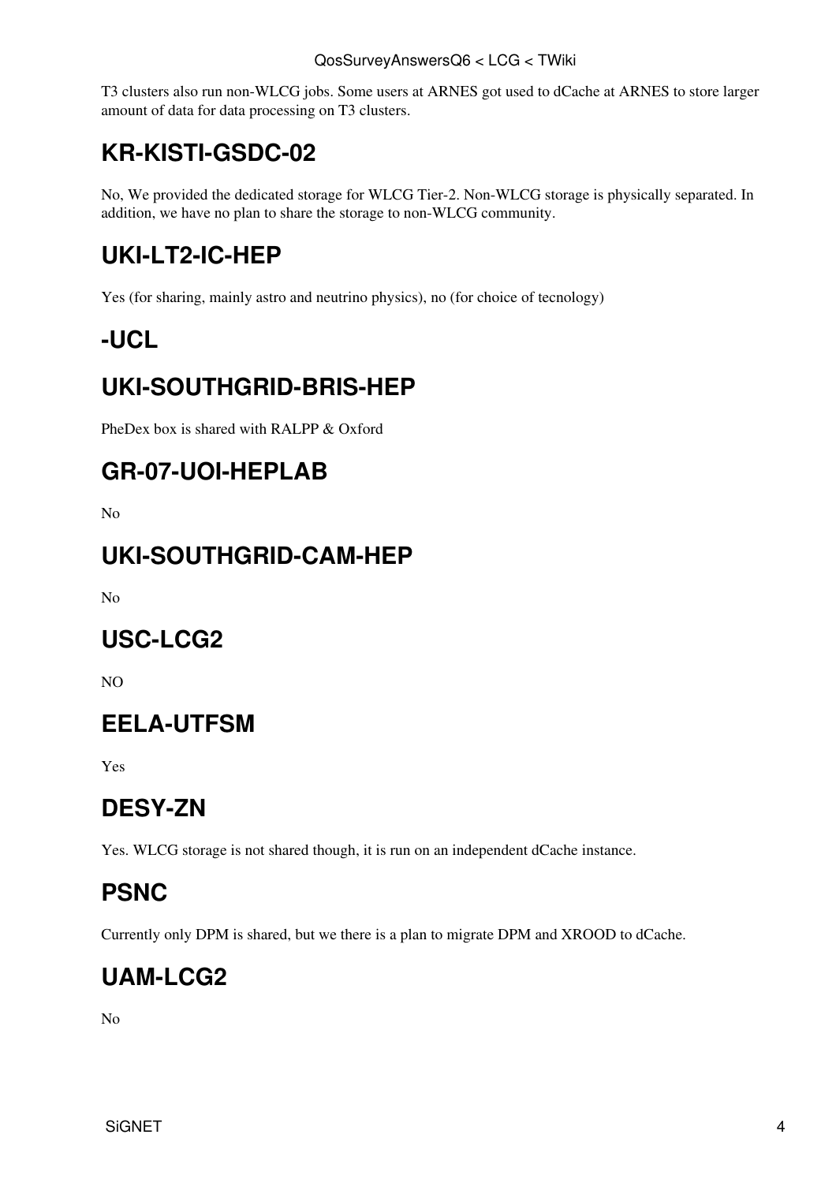T3 clusters also run non-WLCG jobs. Some users at ARNES got used to dCache at ARNES to store larger amount of data for data processing on T3 clusters.

## KR-KISTI-GSDC-02

No, We provided the dedicated storage for WLCG Tier-2. Non-WLCG storage is physically separated. In addition, we have no plan to share the storage to non-WLCG community.

## UKI-LT2-IC-HEP

Yes (for sharing, mainly astro and neutrino physics), no (for choice of tecnology)

## -UCL

## UKI-SOUTHGRID-BRIS-HEP

PheDex box is shared with RALPP & Oxford

## GR-07-UOI-HEPLAB

No

## UKI-SOUTHGRID-CAM-HEP

No

## USC-LCG2

NO

## EELA-UTFSM

Yes

## DESY-ZN

Yes. WLCG storage is not shared though, it is run on an independent dCache instance.

## PSNC

Currently only DPM is shared, but we there is a plan to migrate DPM and XROOD to dCache.

## UAM-LCG2

No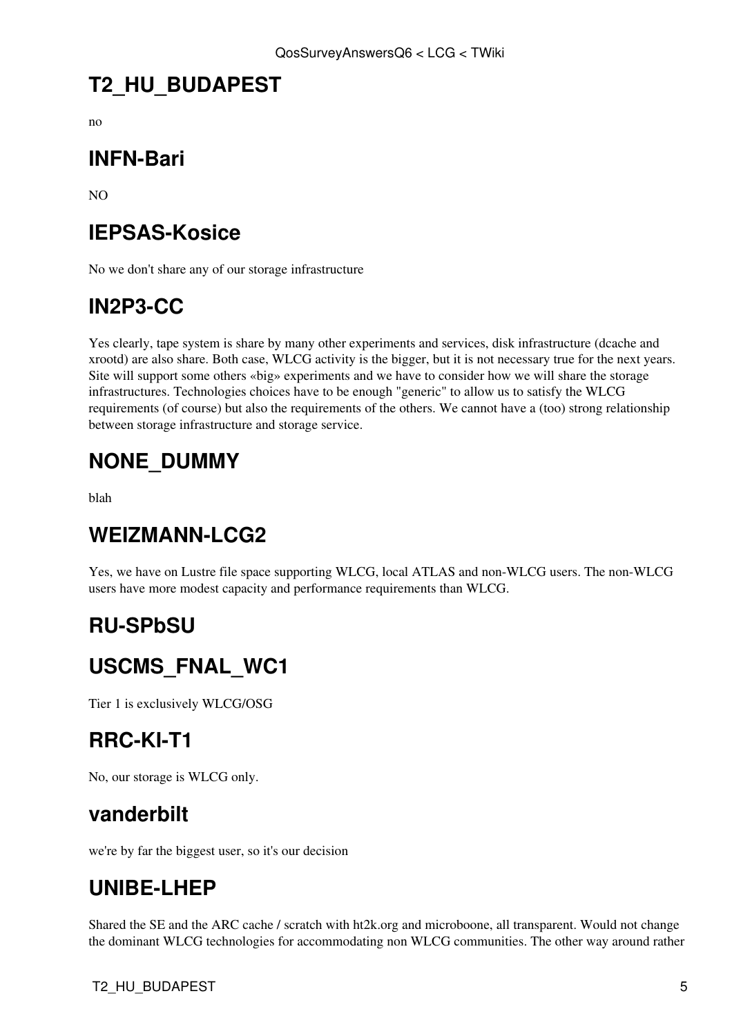## T2_HU_BUDAPEST

no

## INFN-Bari

NO

## IEPSAS-Kosice

No we don't share any of our storage infrastructure

## IN2P3-CC

Yes clearly, tape system is share by many other experiments and services, disk infrastructure (dcache and xrootd) are also share. Both case, WLCG activity is the bigger, but it is not necessary true for the next years. Site will support some others «big» experiments and we have to consider how we will share the storage infrastructures. Technologies choices have to be enough "generic" to allow us to satisfy the WLCG requirements (of course) but also the requirements of the others. We cannot have a (too) strong relationship between storage infrastructure and storage service.

## NONE_DUMMY

blah

## WEIZMANN-LCG2

Yes, we have on Lustre file space supporting WLCG, local ATLAS and non-WLCG users. The non-WLCG users have more modest capacity and performance requirements than WLCG.

## RU-SPbSU

## USCMS_FNAL_WC1

Tier 1 is exclusively WLCG/OSG

## RRC-KI-T1

No, our storage is WLCG only.

## vanderbilt

we're by far the biggest user, so it's our decision

## UNIBE-LHEP

Shared the SE and the ARC cache / scratch with ht2k.org and microboone, all transparent. Would not change the dominant WLCG technologies for accommodating non WLCG communities. The other way around rather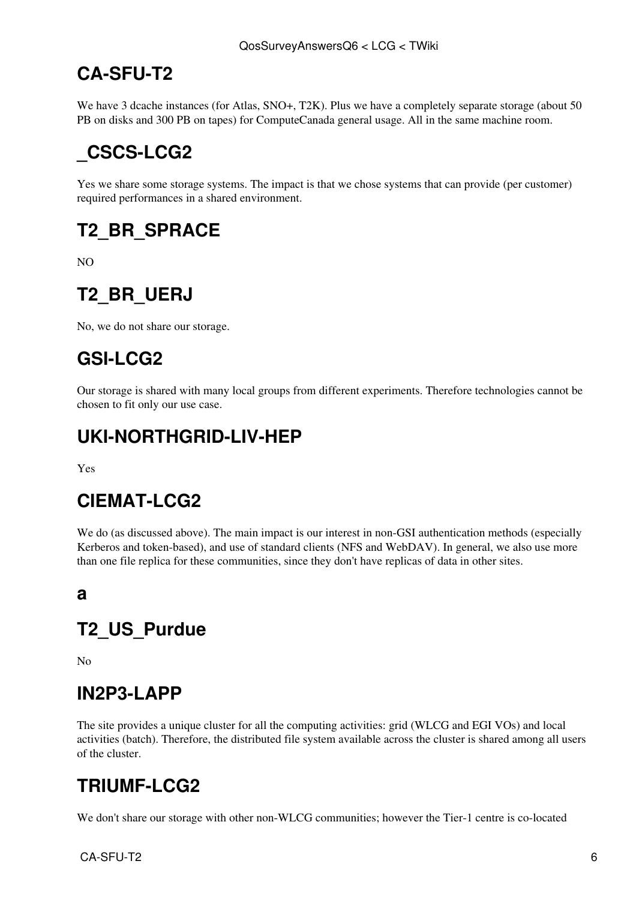## CA-SFU-T2

We have 3 dcache instances (for Atlas, SNO+, T2K). Plus we have a completely separate storage (about 50 PB on disks and 300 PB on tapes) for ComputeCanada general usage. All in the same machine room.

## _CSCS-LCG2

Yes we share some storage systems. The impact is that we chose systems that can provide (per customer) required performances in a shared environment.

## T2_BR_SPRACE

NO

## T2_BR_UERJ

No, we do not share our storage.

## GSI-LCG2

Our storage is shared with many local groups from different experiments. Therefore technologies cannot be chosen to fit only our use case.

## UKI-NORTHGRID-LIV-HEP

Yes

## CIEMAT-LCG2

We do (as discussed above). The main impact is our interest in non-GSI authentication methods (especially Kerberos and token-based), and use of standard clients (NFS and WebDAV). In general, we also use more than one file replica for these communities, since they don't have replicas of data in other sites.

### a

## T2_US_Purdue

No

## IN2P3-LAPP

The site provides a unique cluster for all the computing activities: grid (WLCG and EGI VOs) and local activities (batch). Therefore, the distributed file system available across the cluster is shared among all users of the cluster.

## TRIUMF-LCG2

We don't share our storage with other non-WLCG communities; however the Tier-1 centre is co-located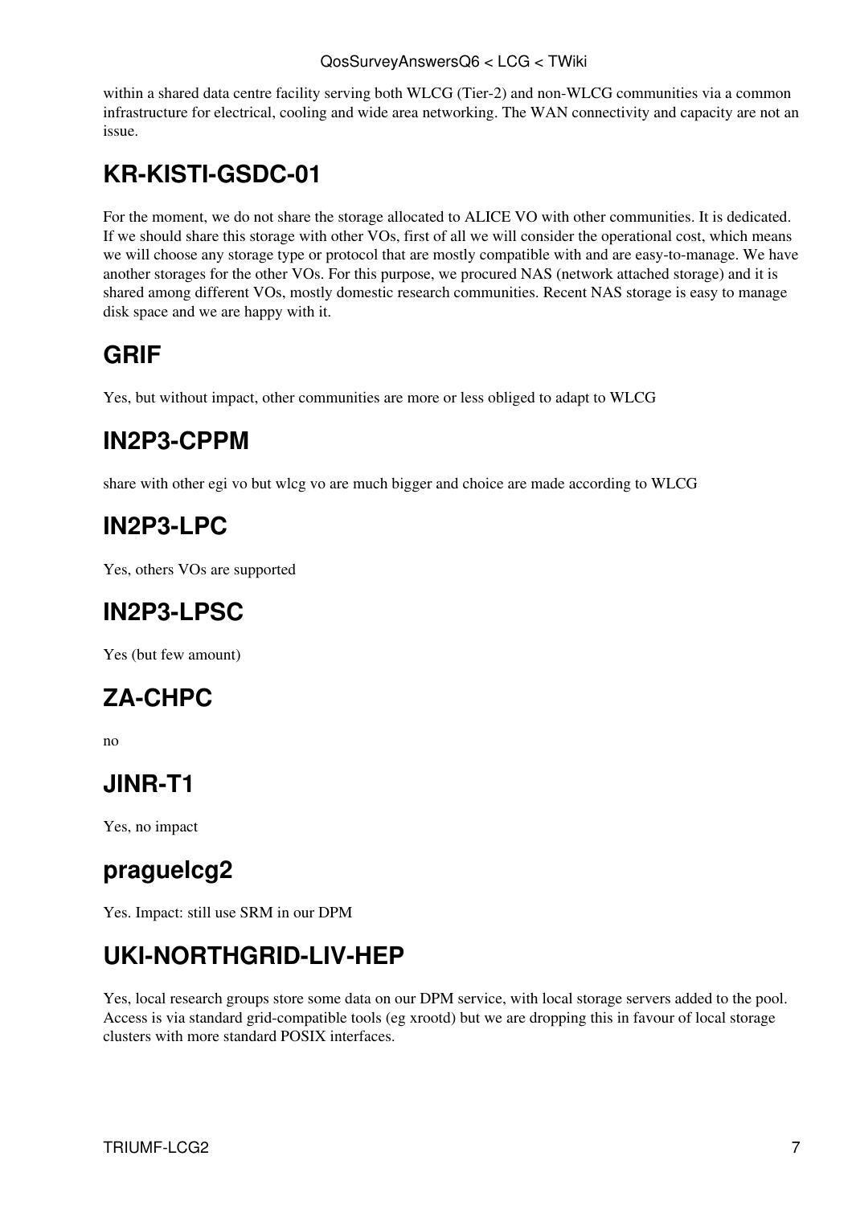within a shared data centre facility serving both WLCG (Tier-2) and non-WLCG communities via a common infrastructure for electrical, cooling and wide area networking. The WAN connectivity and capacity are not an issue.

## KR-KISTI-GSDC-01

For the moment, we do not share the storage allocated to ALICE VO with other communities. It is dedicated. If we should share this storage with other VOs, first of all we will consider the operational cost, which means we will choose any storage type or protocol that are mostly compatible with and are easy-to-manage. We have another storages for the other VOs. For this purpose, we procured NAS (network attached storage) and it is shared among different VOs, mostly domestic research communities. Recent NAS storage is easy to manage disk space and we are happy with it.

## GRIF

Yes, but without impact, other communities are more or less obliged to adapt to WLCG

## IN2P3-CPPM

share with other egi vo but wlcg vo are much bigger and choice are made according to WLCG

## IN2P3-LPC

Yes, others VOs are supported

## IN2P3-LPSC

Yes (but few amount)

## ZA-CHPC

no

## JINR-T1

Yes, no impact

## praguelcg2

Yes. Impact: still use SRM in our DPM

## UKI-NORTHGRID-LIV-HEP

Yes, local research groups store some data on our DPM service, with local storage servers added to the pool. Access is via standard grid-compatible tools (eg xrootd) but we are dropping this in favour of local storage clusters with more standard POSIX interfaces.

## TRIUMF-LCG2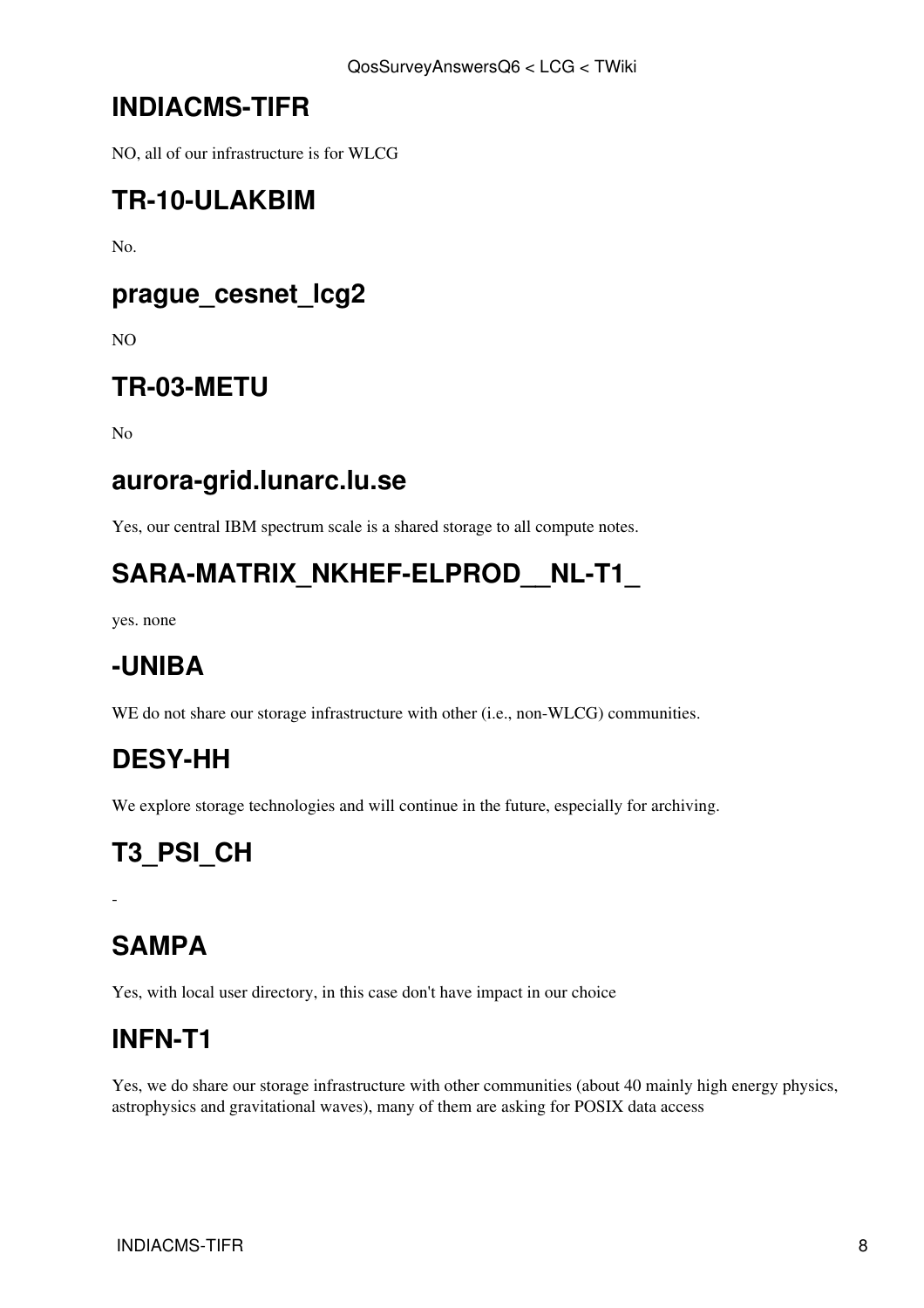## INDIACMS-TIFR

NO, all of our infrastructure is for WLCG

## TR-10-ULAKBIM

No.

## prague_cesnet_lcg2

NO

## TR-03-METU

No

## aurora-grid.lunarc.lu.se

Yes, our central IBM spectrum scale is a shared storage to all compute notes.

## SARA-MATRIX_NKHEF-ELPROD__NL-T1_

yes. none

## -UNIBA

WE do not share our storage infrastructure with other (i.e., non-WLCG) communities.

## DESY-HH

We explore storage technologies and will continue in the future, especially for archiving.

## T3_PSI_CH

-

## SAMPA

Yes, with local user directory, in this case don't have impact in our choice

## INFN-T1

Yes, we do share our storage infrastructure with other communities (about 40 mainly high energy physics, astrophysics and gravitational waves), many of them are asking for POSIX data access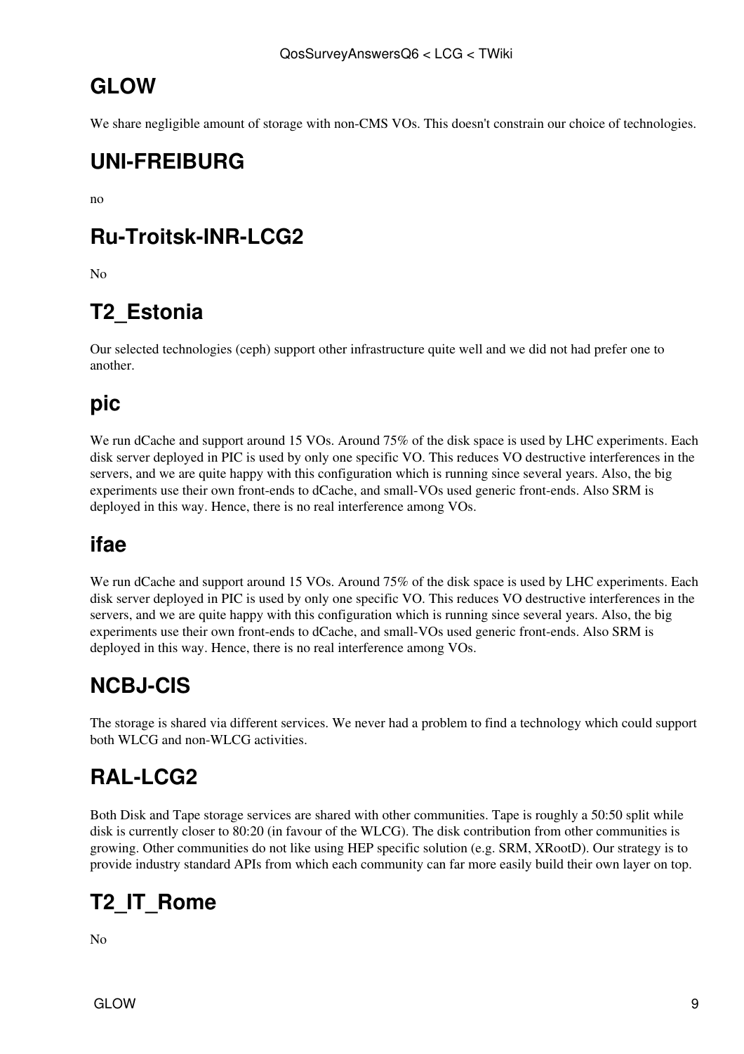## GLOW

We share negligible amount of storage with non-CMS VOs. This doesn't constrain our choice of technologies.

## UNI-FREIBURG

no

## Ru-Troitsk-INR-LCG2

No

## T2_Estonia

Our selected technologies (ceph) support other infrastructure quite well and we did not had prefer one to another.

## pic

We run dCache and support around 15 VOs. Around 75% of the disk space is used by LHC experiments. Each disk server deployed in PIC is used by only one specific VO. This reduces VO destructive interferences in the servers, and we are quite happy with this configuration which is running since several years. Also, the big experiments use their own front-ends to dCache, and small-VOs used generic front-ends. Also SRM is deployed in this way. Hence, there is no real interference among VOs.

## ifae

We run dCache and support around 15 VOs. Around 75% of the disk space is used by LHC experiments. Each disk server deployed in PIC is used by only one specific VO. This reduces VO destructive interferences in the servers, and we are quite happy with this configuration which is running since several years. Also, the big experiments use their own front-ends to dCache, and small-VOs used generic front-ends. Also SRM is deployed in this way. Hence, there is no real interference among VOs.

## NCBJ-CIS

The storage is shared via different services. We never had a problem to find a technology which could support both WLCG and non-WLCG activities.

## RAL-LCG2

Both Disk and Tape storage services are shared with other communities. Tape is roughly a 50:50 split while disk is currently closer to 80:20 (in favour of the WLCG). The disk contribution from other communities is growing. Other communities do not like using HEP specific solution (e.g. SRM, XRootD). Our strategy is to provide industry standard APIs from which each community can far more easily build their own layer on top.

## T2_IT_Rome

No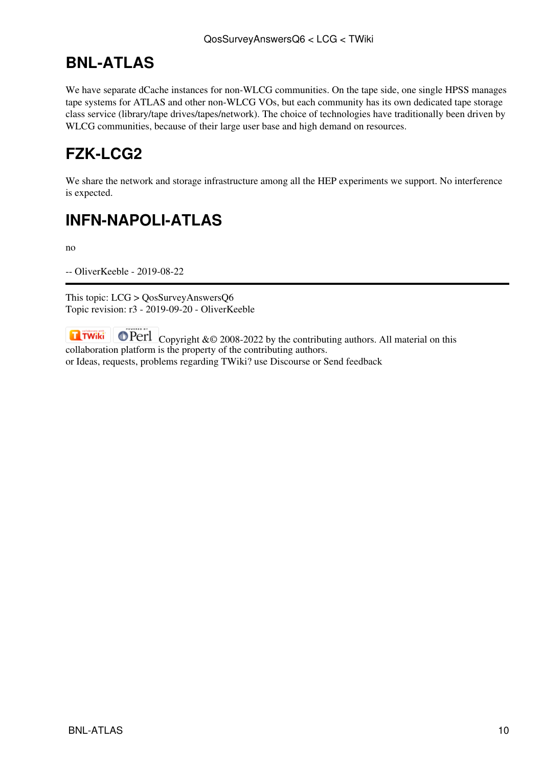## BNL-ATLAS

We have separate dCache instances for non-WLCG communities. On the tape side, one single HPSS manages tape systems for ATLAS and other non-WLCG VOs, but each community has its own dedicated tape storage class service (library/tape drives/tapes/network). The choice of technologies have traditionally been driven by WLCG communities, because of their large user base and high demand on resources.

## FZK-LCG2

We share the network and storage infrastructure among all the HEP experiments we support. No interference is expected.

## INFN-NAPOLI-ATLAS

no

-- OliverKeeble - 2019-08-22

---

This topic: LCG > QosSurveyAnswersQ6
Topic revision: r3 - 2019-09-20 - OliverKeeble

Copyright &© 2008-2022 by the contributing authors. All material on this collaboration platform is the property of the contributing authors.
or Ideas, requests, problems regarding TWiki? use Discourse or Send feedback